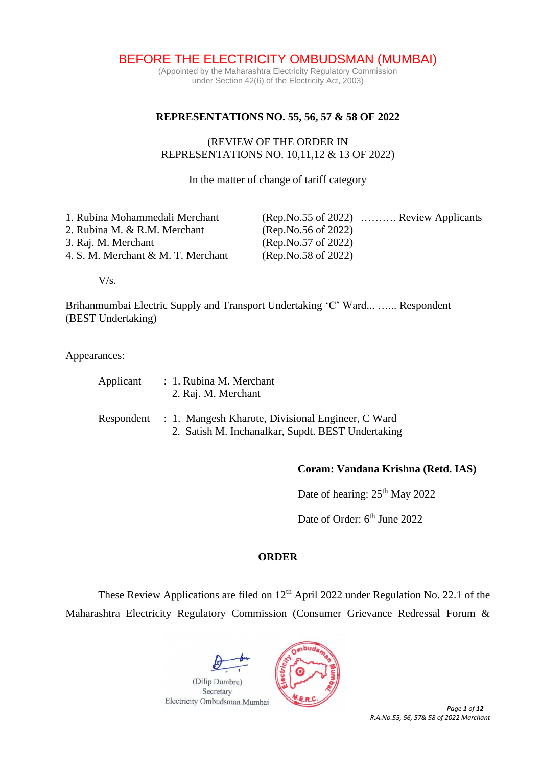# BEFORE THE ELECTRICITY OMBUDSMAN (MUMBAI)

(Appointed by the Maharashtra Electricity Regulatory Commission
under Section 42(6) of the Electricity Act, 2003)

**REPRESENTATIONS NO. 55, 56, 57 & 58 OF 2022**

(REVIEW OF THE ORDER IN
REPRESENTATIONS NO. 10,11,12 & 13 OF 2022)

In the matter of change of tariff category

1. Rubina Mohammedali Merchant (Rep.No.55 of 2022) ………. Review Applicants
2. Rubina M. & R.M. Merchant (Rep.No.56 of 2022)
3. Raj. M. Merchant (Rep.No.57 of 2022)
4. S. M. Merchant & M. T. Merchant (Rep.No.58 of 2022)

V/s.

Brihanmumbai Electric Supply and Transport Undertaking 'C' Ward... …... Respondent
(BEST Undertaking)

Appearances:

Applicant : 1. Rubina M. Merchant
2. Raj. M. Merchant

Respondent : 1. Mangesh Kharote, Divisional Engineer, C Ward
2. Satish M. Inchanalkar, Supdt. BEST Undertaking

**Coram: Vandana Krishna (Retd. IAS)**

Date of hearing: 25th May 2022

Date of Order: 6th June 2022

**ORDER**

These Review Applications are filed on 12th April 2022 under Regulation No. 22.1 of the Maharashtra Electricity Regulatory Commission (Consumer Grievance Redressal Forum &

(Dilip Dumbre)
Secretary
Electricity Ombudsman Mumbai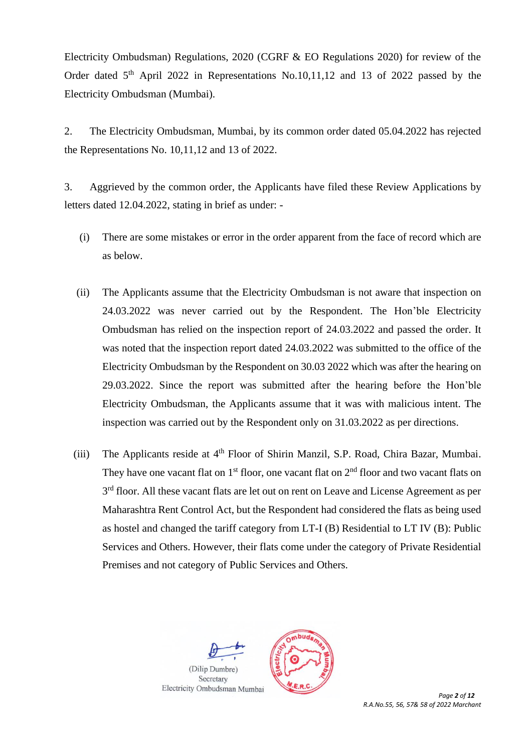Electricity Ombudsman) Regulations, 2020 (CGRF & EO Regulations 2020) for review of the Order dated 5th April 2022 in Representations No.10,11,12 and 13 of 2022 passed by the Electricity Ombudsman (Mumbai).

2. The Electricity Ombudsman, Mumbai, by its common order dated 05.04.2022 has rejected the Representations No. 10,11,12 and 13 of 2022.

3. Aggrieved by the common order, the Applicants have filed these Review Applications by letters dated 12.04.2022, stating in brief as under: -

(i) There are some mistakes or error in the order apparent from the face of record which are as below.

(ii) The Applicants assume that the Electricity Ombudsman is not aware that inspection on 24.03.2022 was never carried out by the Respondent. The Hon'ble Electricity Ombudsman has relied on the inspection report of 24.03.2022 and passed the order. It was noted that the inspection report dated 24.03.2022 was submitted to the office of the Electricity Ombudsman by the Respondent on 30.03 2022 which was after the hearing on 29.03.2022. Since the report was submitted after the hearing before the Hon'ble Electricity Ombudsman, the Applicants assume that it was with malicious intent. The inspection was carried out by the Respondent only on 31.03.2022 as per directions.

(iii) The Applicants reside at 4th Floor of Shirin Manzil, S.P. Road, Chira Bazar, Mumbai. They have one vacant flat on 1st floor, one vacant flat on 2nd floor and two vacant flats on 3rd floor. All these vacant flats are let out on rent on Leave and License Agreement as per Maharashtra Rent Control Act, but the Respondent had considered the flats as being used as hostel and changed the tariff category from LT-I (B) Residential to LT IV (B): Public Services and Others. However, their flats come under the category of Private Residential Premises and not category of Public Services and Others.

(Dilip Dumbre)
Secretary
Electricity Ombudsman Mumbai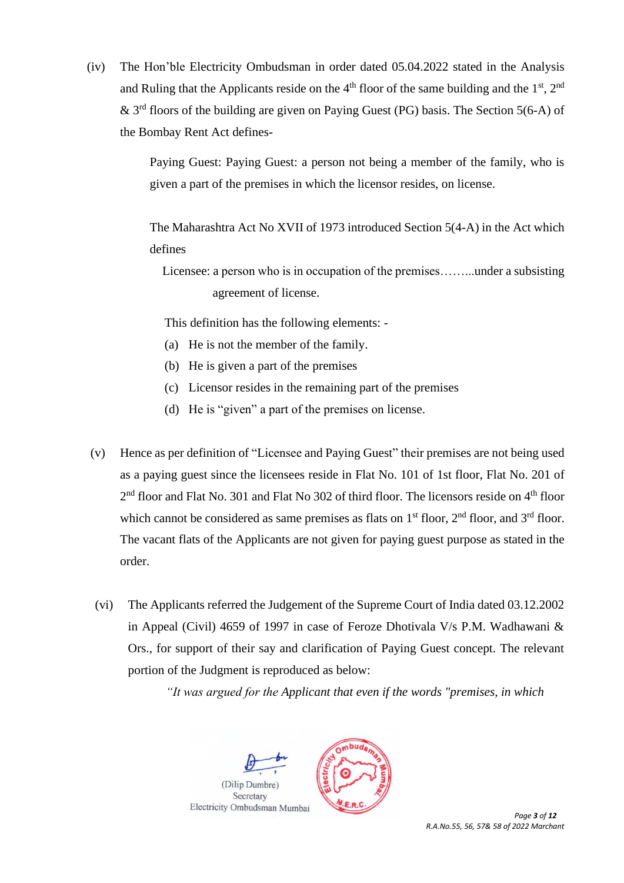(iv) The Hon'ble Electricity Ombudsman in order dated 05.04.2022 stated in the Analysis and Ruling that the Applicants reside on the 4th floor of the same building and the 1st, 2nd & 3rd floors of the building are given on Paying Guest (PG) basis. The Section 5(6-A) of the Bombay Rent Act defines-

> Paying Guest: Paying Guest: a person not being a member of the family, who is given a part of the premises in which the licensor resides, on license.
>
> The Maharashtra Act No XVII of 1973 introduced Section 5(4-A) in the Act which defines
>
> Licensee: a person who is in occupation of the premises……...under a subsisting agreement of license.
>
> This definition has the following elements: -
>
> (a) He is not the member of the family.
>
> (b) He is given a part of the premises
>
> (c) Licensor resides in the remaining part of the premises
>
> (d) He is "given" a part of the premises on license.

(v) Hence as per definition of "Licensee and Paying Guest" their premises are not being used as a paying guest since the licensees reside in Flat No. 101 of 1st floor, Flat No. 201 of 2nd floor and Flat No. 301 and Flat No 302 of third floor. The licensors reside on 4th floor which cannot be considered as same premises as flats on 1st floor, 2nd floor, and 3rd floor. The vacant flats of the Applicants are not given for paying guest purpose as stated in the order.

(vi) The Applicants referred the Judgement of the Supreme Court of India dated 03.12.2002 in Appeal (Civil) 4659 of 1997 in case of Feroze Dhotivala V/s P.M. Wadhawani & Ors., for support of their say and clarification of Paying Guest concept. The relevant portion of the Judgment is reproduced as below:

> *"It was argued for the Applicant that even if the words "premises, in which*

(Dilip Dumbre)
Secretary
Electricity Ombudsman Mumbai

R.A.No.55, 56, 57& 58 of 2022 Marchant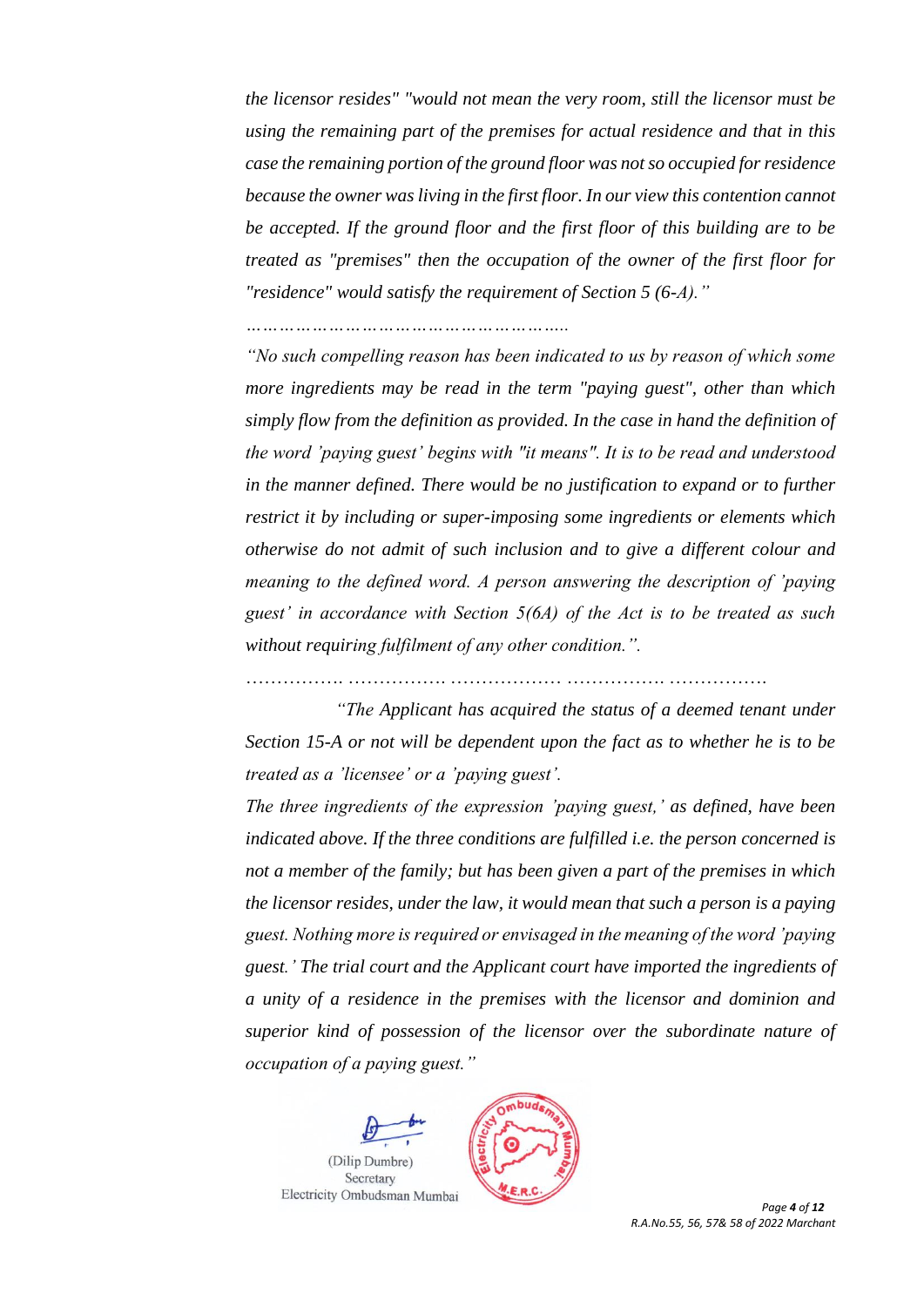*the licensor resides" "would not mean the very room, still the licensor must be using the remaining part of the premises for actual residence and that in this case the remaining portion of the ground floor was not so occupied for residence because the owner was living in the first floor. In our view this contention cannot be accepted. If the ground floor and the first floor of this building are to be treated as "premises" then the occupation of the owner of the first floor for "residence" would satisfy the requirement of Section 5 (6-A)."*

*…………………………………………………..*

*"No such compelling reason has been indicated to us by reason of which some more ingredients may be read in the term "paying guest", other than which simply flow from the definition as provided. In the case in hand the definition of the word 'paying guest' begins with "it means". It is to be read and understood in the manner defined. There would be no justification to expand or to further restrict it by including or super-imposing some ingredients or elements which otherwise do not admit of such inclusion and to give a different colour and meaning to the defined word. A person answering the description of 'paying guest' in accordance with Section 5(6A) of the Act is to be treated as such without requiring fulfilment of any other condition.".*

……………. ……………. ……………… ……………. …………….

*"The Applicant has acquired the status of a deemed tenant under Section 15-A or not will be dependent upon the fact as to whether he is to be treated as a 'licensee' or a 'paying guest'.*

*The three ingredients of the expression 'paying guest,' as defined, have been indicated above. If the three conditions are fulfilled i.e. the person concerned is not a member of the family; but has been given a part of the premises in which the licensor resides, under the law, it would mean that such a person is a paying guest. Nothing more is required or envisaged in the meaning of the word 'paying guest.' The trial court and the Applicant court have imported the ingredients of a unity of a residence in the premises with the licensor and dominion and superior kind of possession of the licensor over the subordinate nature of occupation of a paying guest."*

(Dilip Dumbre)
Secretary
Electricity Ombudsman Mumbai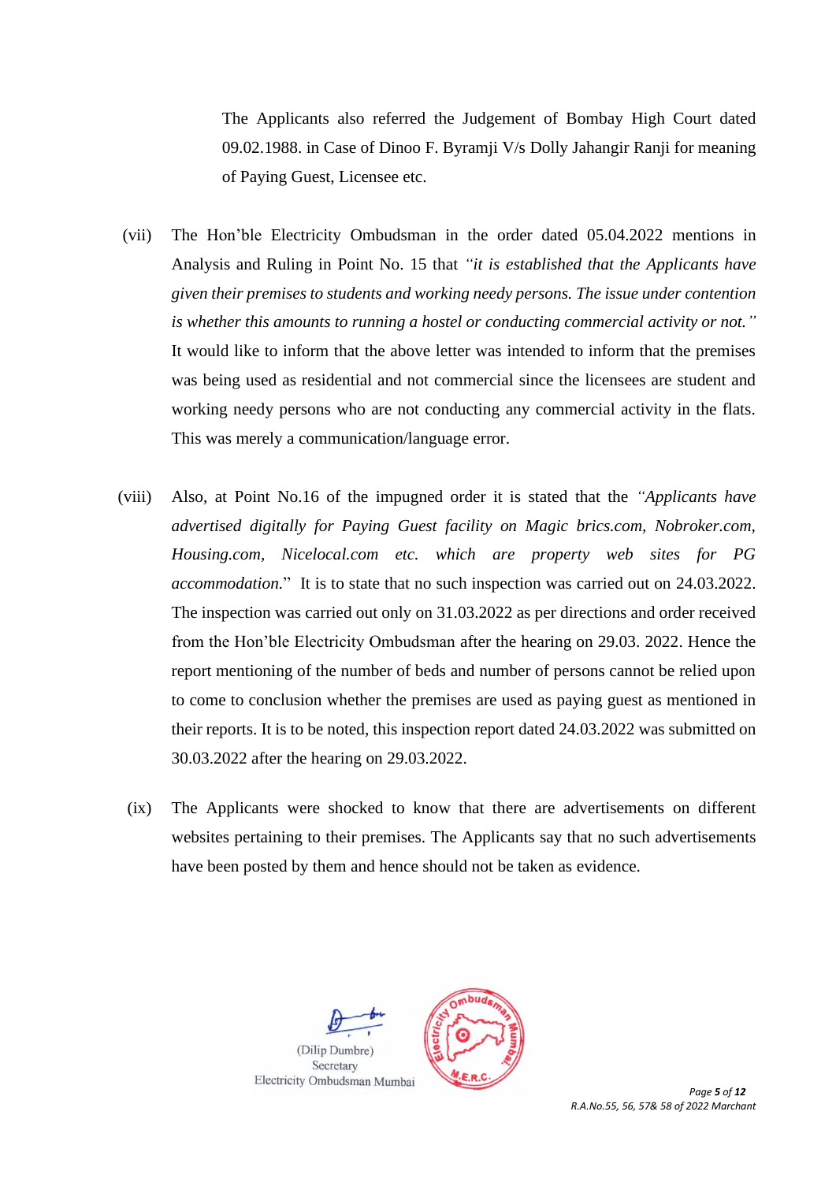The Applicants also referred the Judgement of Bombay High Court dated 09.02.1988. in Case of Dinoo F. Byramji V/s Dolly Jahangir Ranji for meaning of Paying Guest, Licensee etc.

(vii) The Hon'ble Electricity Ombudsman in the order dated 05.04.2022 mentions in Analysis and Ruling in Point No. 15 that *"it is established that the Applicants have given their premises to students and working needy persons. The issue under contention is whether this amounts to running a hostel or conducting commercial activity or not."* It would like to inform that the above letter was intended to inform that the premises was being used as residential and not commercial since the licensees are student and working needy persons who are not conducting any commercial activity in the flats. This was merely a communication/language error.

(viii) Also, at Point No.16 of the impugned order it is stated that the *"Applicants have advertised digitally for Paying Guest facility on Magic brics.com, Nobroker.com, Housing.com, Nicelocal.com etc. which are property web sites for PG accommodation.*" It is to state that no such inspection was carried out on 24.03.2022. The inspection was carried out only on 31.03.2022 as per directions and order received from the Hon'ble Electricity Ombudsman after the hearing on 29.03. 2022. Hence the report mentioning of the number of beds and number of persons cannot be relied upon to come to conclusion whether the premises are used as paying guest as mentioned in their reports. It is to be noted, this inspection report dated 24.03.2022 was submitted on 30.03.2022 after the hearing on 29.03.2022.

(ix) The Applicants were shocked to know that there are advertisements on different websites pertaining to their premises. The Applicants say that no such advertisements have been posted by them and hence should not be taken as evidence.

(Dilip Dumbre)
Secretary
Electricity Ombudsman Mumbai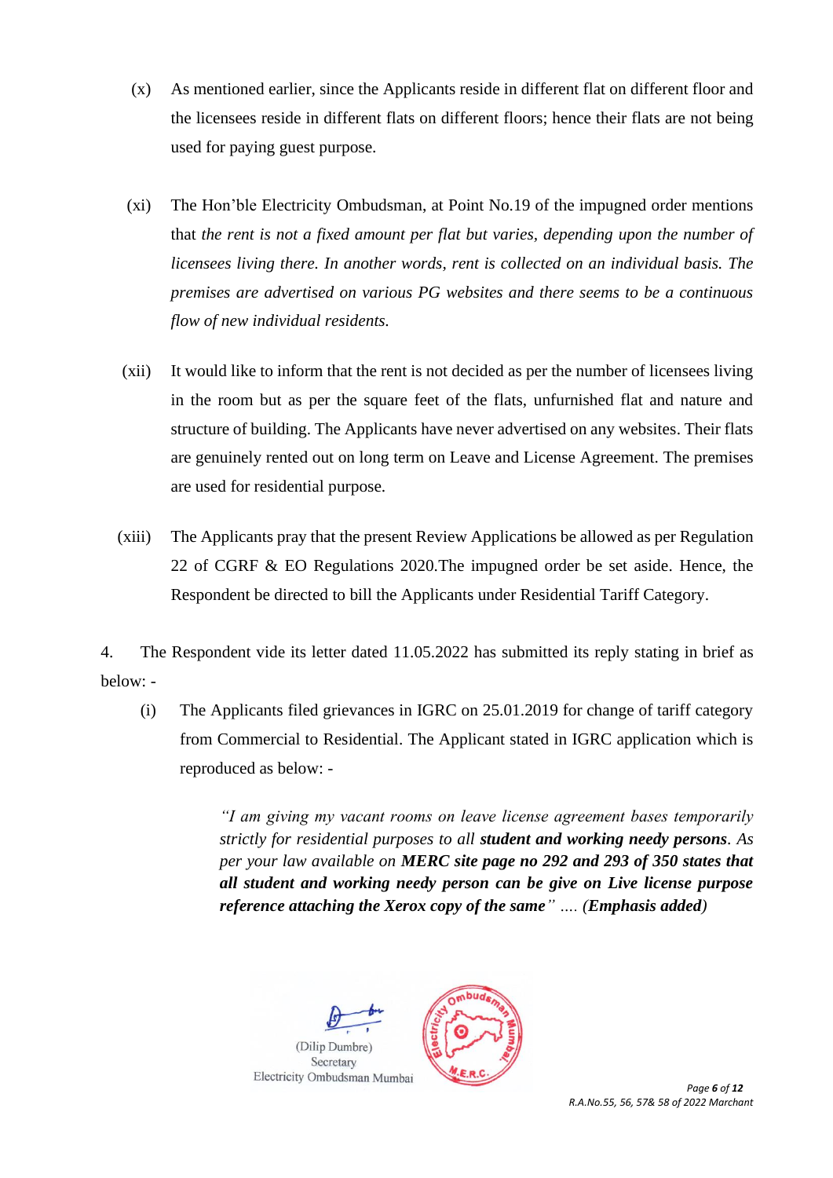(x) As mentioned earlier, since the Applicants reside in different flat on different floor and the licensees reside in different flats on different floors; hence their flats are not being used for paying guest purpose.

(xi) The Hon'ble Electricity Ombudsman, at Point No.19 of the impugned order mentions that *the rent is not a fixed amount per flat but varies, depending upon the number of licensees living there. In another words, rent is collected on an individual basis. The premises are advertised on various PG websites and there seems to be a continuous flow of new individual residents.*

(xii) It would like to inform that the rent is not decided as per the number of licensees living in the room but as per the square feet of the flats, unfurnished flat and nature and structure of building. The Applicants have never advertised on any websites. Their flats are genuinely rented out on long term on Leave and License Agreement. The premises are used for residential purpose.

(xiii) The Applicants pray that the present Review Applications be allowed as per Regulation 22 of CGRF & EO Regulations 2020.The impugned order be set aside. Hence, the Respondent be directed to bill the Applicants under Residential Tariff Category.

4. The Respondent vide its letter dated 11.05.2022 has submitted its reply stating in brief as below: -

(i) The Applicants filed grievances in IGRC on 25.01.2019 for change of tariff category from Commercial to Residential. The Applicant stated in IGRC application which is reproduced as below: -

> *"I am giving my vacant rooms on leave license agreement bases temporarily strictly for residential purposes to all* ***student and working needy persons****. As per your law available on* ***MERC site page no 292 and 293 of 350 states that all student and working needy person can be give on Live license purpose reference attaching the Xerox copy of the same****"* .... ***(Emphasis added)***

(Dilip Dumbre)
Secretary
Electricity Ombudsman Mumbai

R.A.No.55, 56, 57& 58 of 2022 Marchant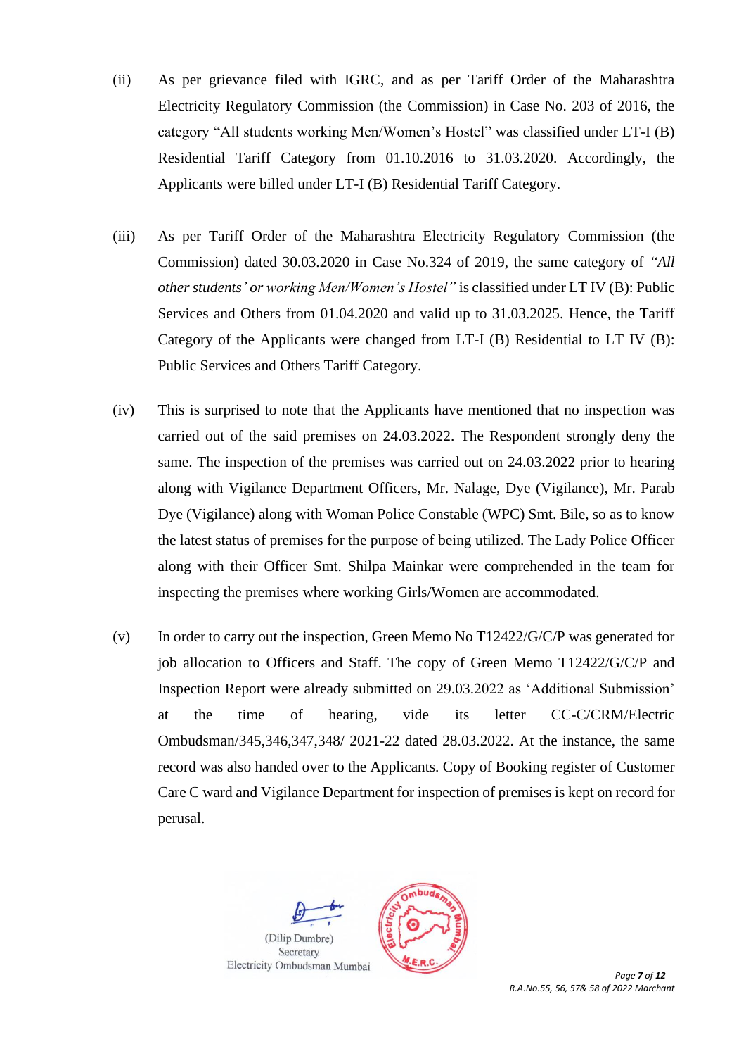(ii) As per grievance filed with IGRC, and as per Tariff Order of the Maharashtra Electricity Regulatory Commission (the Commission) in Case No. 203 of 2016, the category "All students working Men/Women's Hostel" was classified under LT-I (B) Residential Tariff Category from 01.10.2016 to 31.03.2020. Accordingly, the Applicants were billed under LT-I (B) Residential Tariff Category.

(iii) As per Tariff Order of the Maharashtra Electricity Regulatory Commission (the Commission) dated 30.03.2020 in Case No.324 of 2019, the same category of *"All other students' or working Men/Women's Hostel"* is classified under LT IV (B): Public Services and Others from 01.04.2020 and valid up to 31.03.2025. Hence, the Tariff Category of the Applicants were changed from LT-I (B) Residential to LT IV (B): Public Services and Others Tariff Category.

(iv) This is surprised to note that the Applicants have mentioned that no inspection was carried out of the said premises on 24.03.2022. The Respondent strongly deny the same. The inspection of the premises was carried out on 24.03.2022 prior to hearing along with Vigilance Department Officers, Mr. Nalage, Dye (Vigilance), Mr. Parab Dye (Vigilance) along with Woman Police Constable (WPC) Smt. Bile, so as to know the latest status of premises for the purpose of being utilized. The Lady Police Officer along with their Officer Smt. Shilpa Mainkar were comprehended in the team for inspecting the premises where working Girls/Women are accommodated.

(v) In order to carry out the inspection, Green Memo No T12422/G/C/P was generated for job allocation to Officers and Staff. The copy of Green Memo T12422/G/C/P and Inspection Report were already submitted on 29.03.2022 as 'Additional Submission' at the time of hearing, vide its letter CC-C/CRM/Electric Ombudsman/345,346,347,348/ 2021-22 dated 28.03.2022. At the instance, the same record was also handed over to the Applicants. Copy of Booking register of Customer Care C ward and Vigilance Department for inspection of premises is kept on record for perusal.

(Dilip Dumbre)
Secretary
Electricity Ombudsman Mumbai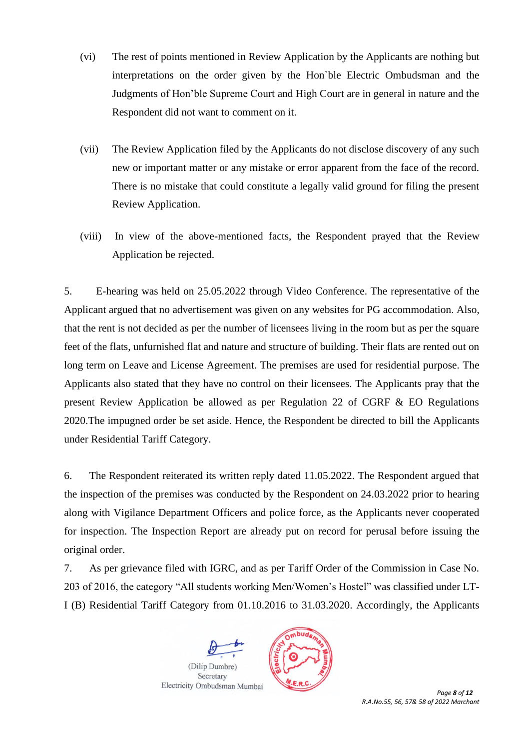(vi) The rest of points mentioned in Review Application by the Applicants are nothing but interpretations on the order given by the Hon`ble Electric Ombudsman and the Judgments of Hon'ble Supreme Court and High Court are in general in nature and the Respondent did not want to comment on it.

(vii) The Review Application filed by the Applicants do not disclose discovery of any such new or important matter or any mistake or error apparent from the face of the record. There is no mistake that could constitute a legally valid ground for filing the present Review Application.

(viii) In view of the above-mentioned facts, the Respondent prayed that the Review Application be rejected.

5. E-hearing was held on 25.05.2022 through Video Conference. The representative of the Applicant argued that no advertisement was given on any websites for PG accommodation. Also, that the rent is not decided as per the number of licensees living in the room but as per the square feet of the flats, unfurnished flat and nature and structure of building. Their flats are rented out on long term on Leave and License Agreement. The premises are used for residential purpose. The Applicants also stated that they have no control on their licensees. The Applicants pray that the present Review Application be allowed as per Regulation 22 of CGRF & EO Regulations 2020.The impugned order be set aside. Hence, the Respondent be directed to bill the Applicants under Residential Tariff Category.

6. The Respondent reiterated its written reply dated 11.05.2022. The Respondent argued that the inspection of the premises was conducted by the Respondent on 24.03.2022 prior to hearing along with Vigilance Department Officers and police force, as the Applicants never cooperated for inspection. The Inspection Report are already put on record for perusal before issuing the original order.

7. As per grievance filed with IGRC, and as per Tariff Order of the Commission in Case No. 203 of 2016, the category "All students working Men/Women's Hostel" was classified under LT-I (B) Residential Tariff Category from 01.10.2016 to 31.03.2020. Accordingly, the Applicants

(Dilip Dumbre)
Secretary
Electricity Ombudsman Mumbai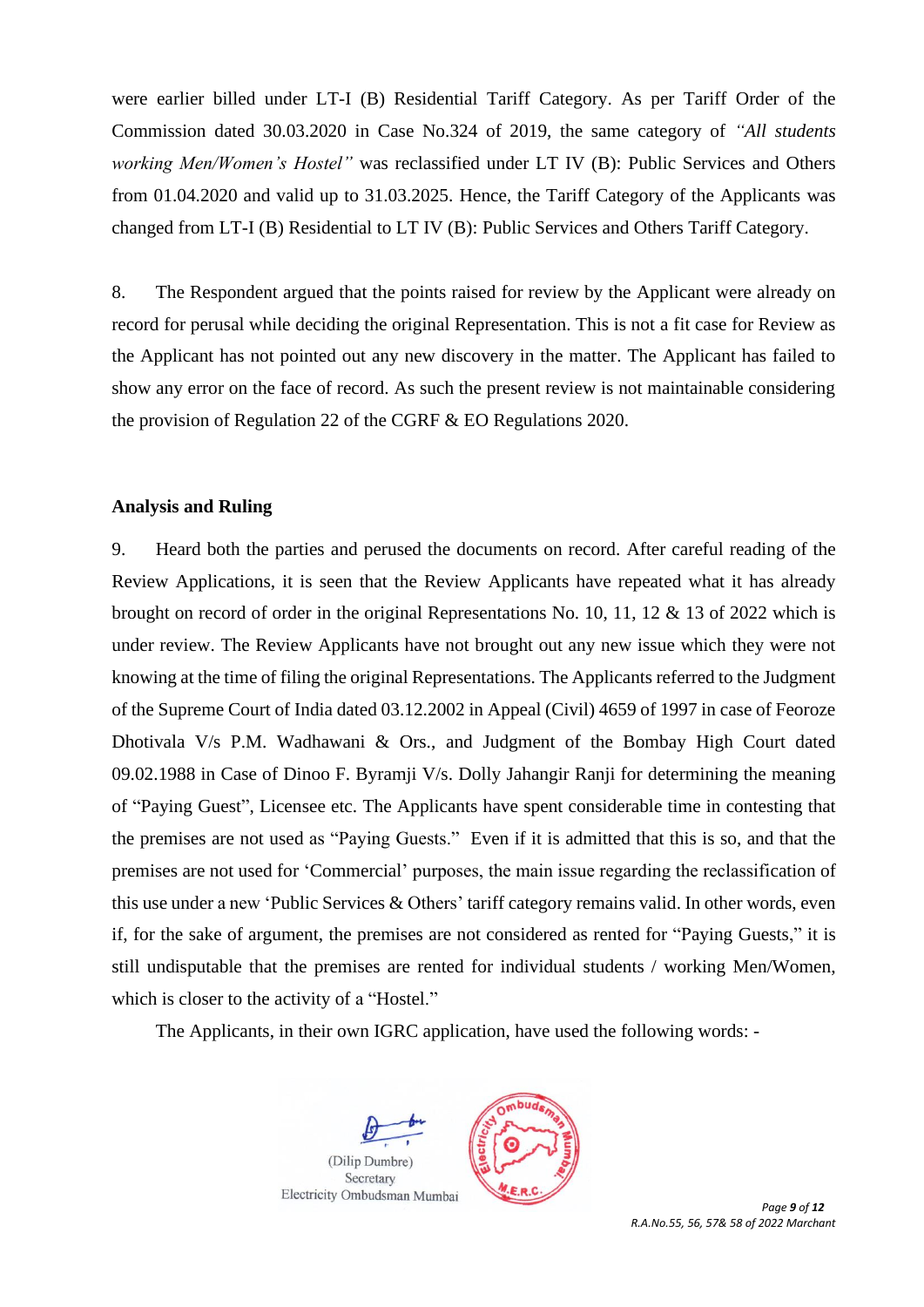were earlier billed under LT-I (B) Residential Tariff Category. As per Tariff Order of the Commission dated 30.03.2020 in Case No.324 of 2019, the same category of *"All students working Men/Women's Hostel"* was reclassified under LT IV (B): Public Services and Others from 01.04.2020 and valid up to 31.03.2025. Hence, the Tariff Category of the Applicants was changed from LT-I (B) Residential to LT IV (B): Public Services and Others Tariff Category.

8. The Respondent argued that the points raised for review by the Applicant were already on record for perusal while deciding the original Representation. This is not a fit case for Review as the Applicant has not pointed out any new discovery in the matter. The Applicant has failed to show any error on the face of record. As such the present review is not maintainable considering the provision of Regulation 22 of the CGRF & EO Regulations 2020.

**Analysis and Ruling**

9. Heard both the parties and perused the documents on record. After careful reading of the Review Applications, it is seen that the Review Applicants have repeated what it has already brought on record of order in the original Representations No. 10, 11, 12 & 13 of 2022 which is under review. The Review Applicants have not brought out any new issue which they were not knowing at the time of filing the original Representations. The Applicants referred to the Judgment of the Supreme Court of India dated 03.12.2002 in Appeal (Civil) 4659 of 1997 in case of Feoroze Dhotivala V/s P.M. Wadhawani & Ors., and Judgment of the Bombay High Court dated 09.02.1988 in Case of Dinoo F. Byramji V/s. Dolly Jahangir Ranji for determining the meaning of "Paying Guest", Licensee etc. The Applicants have spent considerable time in contesting that the premises are not used as "Paying Guests." Even if it is admitted that this is so, and that the premises are not used for 'Commercial' purposes, the main issue regarding the reclassification of this use under a new 'Public Services & Others' tariff category remains valid. In other words, even if, for the sake of argument, the premises are not considered as rented for "Paying Guests," it is still undisputable that the premises are rented for individual students / working Men/Women, which is closer to the activity of a "Hostel."

The Applicants, in their own IGRC application, have used the following words: -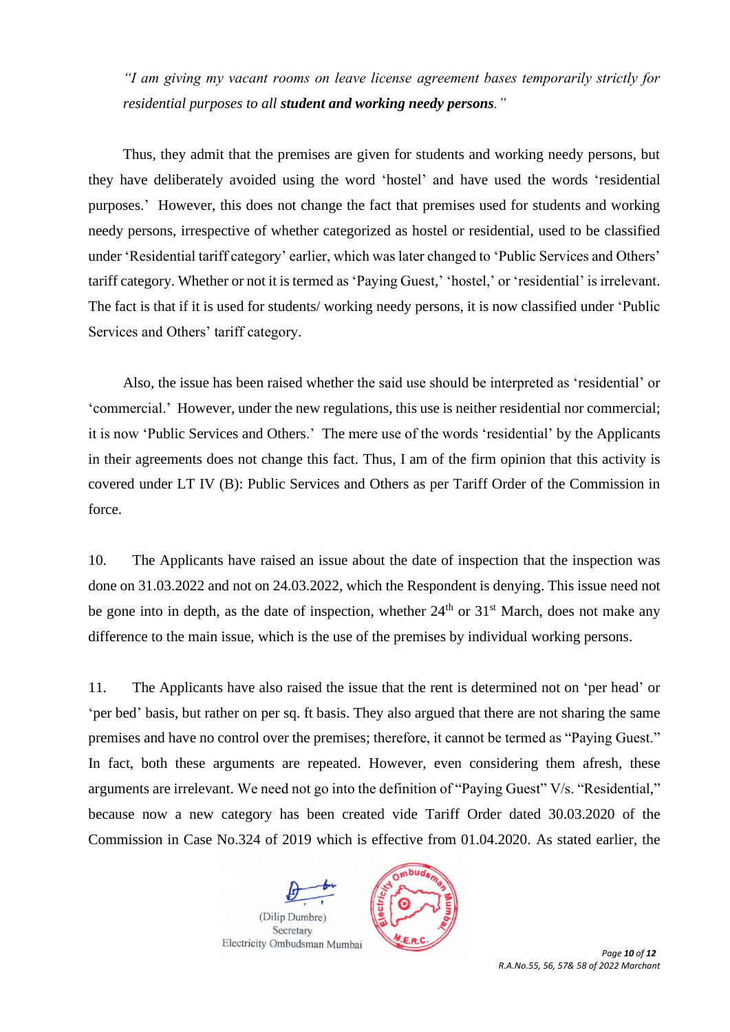*"I am giving my vacant rooms on leave license agreement bases temporarily strictly for residential purposes to all* ***student and working needy persons****."*

Thus, they admit that the premises are given for students and working needy persons, but they have deliberately avoided using the word 'hostel' and have used the words 'residential purposes.' However, this does not change the fact that premises used for students and working needy persons, irrespective of whether categorized as hostel or residential, used to be classified under 'Residential tariff category' earlier, which was later changed to 'Public Services and Others' tariff category. Whether or not it is termed as 'Paying Guest,' 'hostel,' or 'residential' is irrelevant. The fact is that if it is used for students/ working needy persons, it is now classified under 'Public Services and Others' tariff category.

Also, the issue has been raised whether the said use should be interpreted as 'residential' or 'commercial.' However, under the new regulations, this use is neither residential nor commercial; it is now 'Public Services and Others.' The mere use of the words 'residential' by the Applicants in their agreements does not change this fact. Thus, I am of the firm opinion that this activity is covered under LT IV (B): Public Services and Others as per Tariff Order of the Commission in force.

10. The Applicants have raised an issue about the date of inspection that the inspection was done on 31.03.2022 and not on 24.03.2022, which the Respondent is denying. This issue need not be gone into in depth, as the date of inspection, whether 24th or 31st March, does not make any difference to the main issue, which is the use of the premises by individual working persons.

11. The Applicants have also raised the issue that the rent is determined not on 'per head' or 'per bed' basis, but rather on per sq. ft basis. They also argued that there are not sharing the same premises and have no control over the premises; therefore, it cannot be termed as "Paying Guest." In fact, both these arguments are repeated. However, even considering them afresh, these arguments are irrelevant. We need not go into the definition of "Paying Guest" V/s. "Residential," because now a new category has been created vide Tariff Order dated 30.03.2020 of the Commission in Case No.324 of 2019 which is effective from 01.04.2020. As stated earlier, the

(Dilip Dumbre)
Secretary
Electricity Ombudsman Mumbai

R.A.No.55, 56, 57& 58 of 2022 Marchant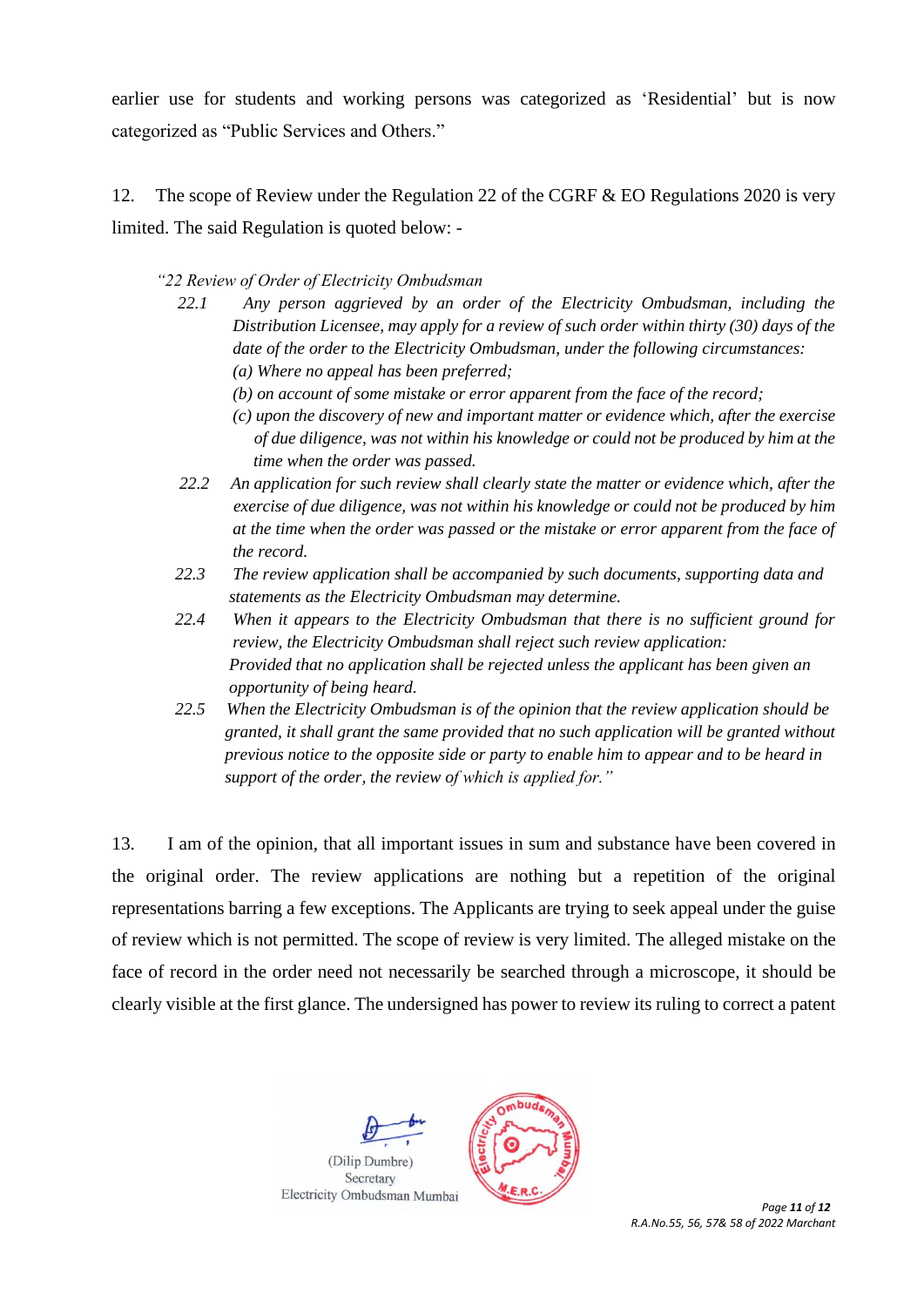earlier use for students and working persons was categorized as 'Residential' but is now categorized as "Public Services and Others."

12. The scope of Review under the Regulation 22 of the CGRF & EO Regulations 2020 is very limited. The said Regulation is quoted below: -

> *"22 Review of Order of Electricity Ombudsman*
>
> *22.1 Any person aggrieved by an order of the Electricity Ombudsman, including the Distribution Licensee, may apply for a review of such order within thirty (30) days of the date of the order to the Electricity Ombudsman, under the following circumstances:*
> *(a) Where no appeal has been preferred;*
> *(b) on account of some mistake or error apparent from the face of the record;*
> *(c) upon the discovery of new and important matter or evidence which, after the exercise of due diligence, was not within his knowledge or could not be produced by him at the time when the order was passed.*
>
> *22.2 An application for such review shall clearly state the matter or evidence which, after the exercise of due diligence, was not within his knowledge or could not be produced by him at the time when the order was passed or the mistake or error apparent from the face of the record.*
>
> *22.3 The review application shall be accompanied by such documents, supporting data and statements as the Electricity Ombudsman may determine.*
>
> *22.4 When it appears to the Electricity Ombudsman that there is no sufficient ground for review, the Electricity Ombudsman shall reject such review application:*
> *Provided that no application shall be rejected unless the applicant has been given an opportunity of being heard.*
>
> *22.5 When the Electricity Ombudsman is of the opinion that the review application should be granted, it shall grant the same provided that no such application will be granted without previous notice to the opposite side or party to enable him to appear and to be heard in support of the order, the review of which is applied for."*

13. I am of the opinion, that all important issues in sum and substance have been covered in the original order. The review applications are nothing but a repetition of the original representations barring a few exceptions. The Applicants are trying to seek appeal under the guise of review which is not permitted. The scope of review is very limited. The alleged mistake on the face of record in the order need not necessarily be searched through a microscope, it should be clearly visible at the first glance. The undersigned has power to review its ruling to correct a patent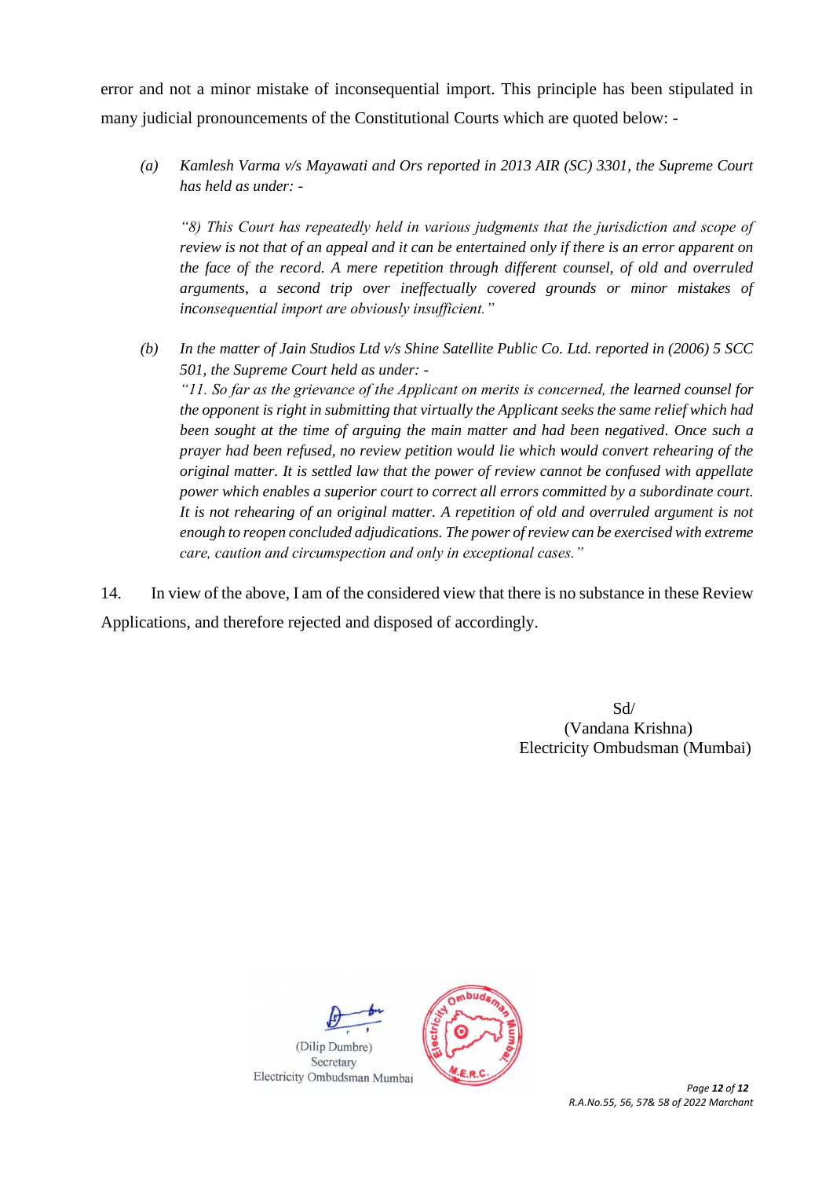error and not a minor mistake of inconsequential import. This principle has been stipulated in many judicial pronouncements of the Constitutional Courts which are quoted below: -

*(a) Kamlesh Varma v/s Mayawati and Ors reported in 2013 AIR (SC) 3301, the Supreme Court has held as under: -*

*"8) This Court has repeatedly held in various judgments that the jurisdiction and scope of review is not that of an appeal and it can be entertained only if there is an error apparent on the face of the record. A mere repetition through different counsel, of old and overruled arguments, a second trip over ineffectually covered grounds or minor mistakes of inconsequential import are obviously insufficient."*

*(b) In the matter of Jain Studios Ltd v/s Shine Satellite Public Co. Ltd. reported in (2006) 5 SCC 501, the Supreme Court held as under: -*

*"11. So far as the grievance of the Applicant on merits is concerned, the learned counsel for the opponent is right in submitting that virtually the Applicant seeks the same relief which had been sought at the time of arguing the main matter and had been negatived. Once such a prayer had been refused, no review petition would lie which would convert rehearing of the original matter. It is settled law that the power of review cannot be confused with appellate power which enables a superior court to correct all errors committed by a subordinate court. It is not rehearing of an original matter. A repetition of old and overruled argument is not enough to reopen concluded adjudications. The power of review can be exercised with extreme care, caution and circumspection and only in exceptional cases."*

14. In view of the above, I am of the considered view that there is no substance in these Review Applications, and therefore rejected and disposed of accordingly.

Sd/
(Vandana Krishna)
Electricity Ombudsman (Mumbai)

(Dilip Dumbre)
Secretary
Electricity Ombudsman Mumbai

R.A.No.55, 56, 57& 58 of 2022 Marchant